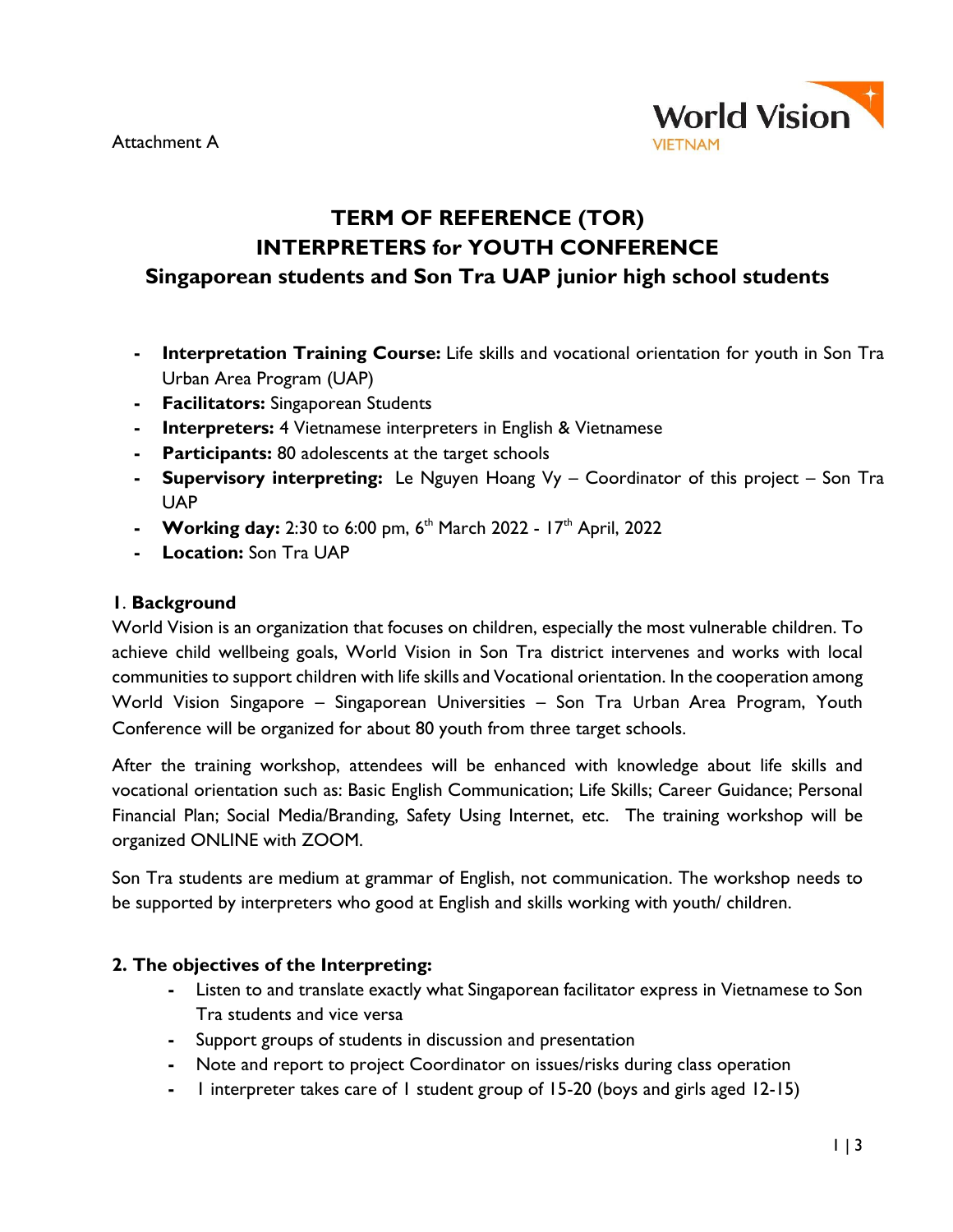Attachment A

World Vision
VIETNAM

# TERM OF REFERENCE (TOR)
# INTERPRETERS for YOUTH CONFERENCE
## Singaporean students and Son Tra UAP junior high school students

- **Interpretation Training Course:** Life skills and vocational orientation for youth in Son Tra Urban Area Program (UAP)
- **Facilitators:** Singaporean Students
- **Interpreters:** 4 Vietnamese interpreters in English & Vietnamese
- **Participants:** 80 adolescents at the target schools
- **Supervisory interpreting:** Le Nguyen Hoang Vy – Coordinator of this project – Son Tra UAP
- **Working day:** 2:30 to 6:00 pm, 6th March 2022 - 17th April, 2022
- **Location:** Son Tra UAP

### 1. Background

World Vision is an organization that focuses on children, especially the most vulnerable children. To achieve child wellbeing goals, World Vision in Son Tra district intervenes and works with local communities to support children with life skills and Vocational orientation. In the cooperation among World Vision Singapore – Singaporean Universities – Son Tra Urban Area Program, Youth Conference will be organized for about 80 youth from three target schools.

After the training workshop, attendees will be enhanced with knowledge about life skills and vocational orientation such as: Basic English Communication; Life Skills; Career Guidance; Personal Financial Plan; Social Media/Branding, Safety Using Internet, etc. The training workshop will be organized ONLINE with ZOOM.

Son Tra students are medium at grammar of English, not communication. The workshop needs to be supported by interpreters who good at English and skills working with youth/ children.

### 2. The objectives of the Interpreting:

- Listen to and translate exactly what Singaporean facilitator express in Vietnamese to Son Tra students and vice versa
- Support groups of students in discussion and presentation
- Note and report to project Coordinator on issues/risks during class operation
- 1 interpreter takes care of 1 student group of 15-20 (boys and girls aged 12-15)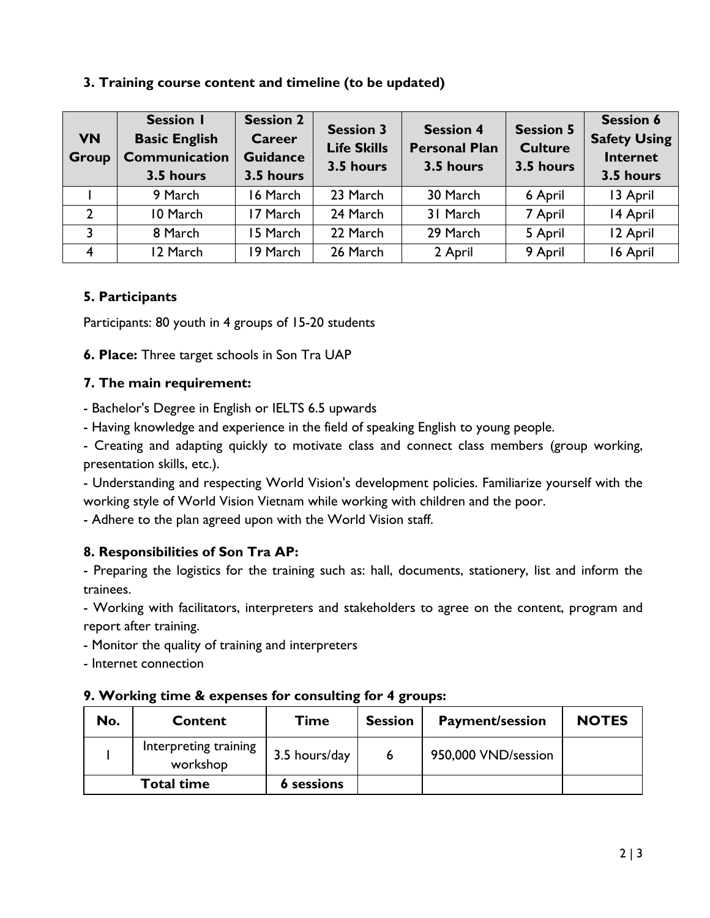### 3. Training course content and timeline (to be updated)

| VN Group | Session 1 Basic English Communication 3.5 hours | Session 2 Career Guidance 3.5 hours | Session 3 Life Skills 3.5 hours | Session 4 Personal Plan 3.5 hours | Session 5 Culture 3.5 hours | Session 6 Safety Using Internet 3.5 hours |
|---|---|---|---|---|---|---|
| 1 | 9 March | 16 March | 23 March | 30 March | 6 April | 13 April |
| 2 | 10 March | 17 March | 24 March | 31 March | 7 April | 14 April |
| 3 | 8 March | 15 March | 22 March | 29 March | 5 April | 12 April |
| 4 | 12 March | 19 March | 26 March | 2 April | 9 April | 16 April |

### 5. Participants

Participants: 80 youth in 4 groups of 15-20 students

**6. Place:** Three target schools in Son Tra UAP

### 7. The main requirement:

- Bachelor's Degree in English or IELTS 6.5 upwards
- Having knowledge and experience in the field of speaking English to young people.
- Creating and adapting quickly to motivate class and connect class members (group working, presentation skills, etc.).
- Understanding and respecting World Vision's development policies. Familiarize yourself with the working style of World Vision Vietnam while working with children and the poor.
- Adhere to the plan agreed upon with the World Vision staff.

### 8. Responsibilities of Son Tra AP:

- Preparing the logistics for the training such as: hall, documents, stationery, list and inform the trainees.
- Working with facilitators, interpreters and stakeholders to agree on the content, program and report after training.
- Monitor the quality of training and interpreters
- Internet connection

### 9. Working time & expenses for consulting for 4 groups:

| No. | Content | Time | Session | Payment/session | NOTES |
|---|---|---|---|---|---|
| 1 | Interpreting training workshop | 3.5 hours/day | 6 | 950,000 VND/session | |
| **Total time** | | **6 sessions** | | | |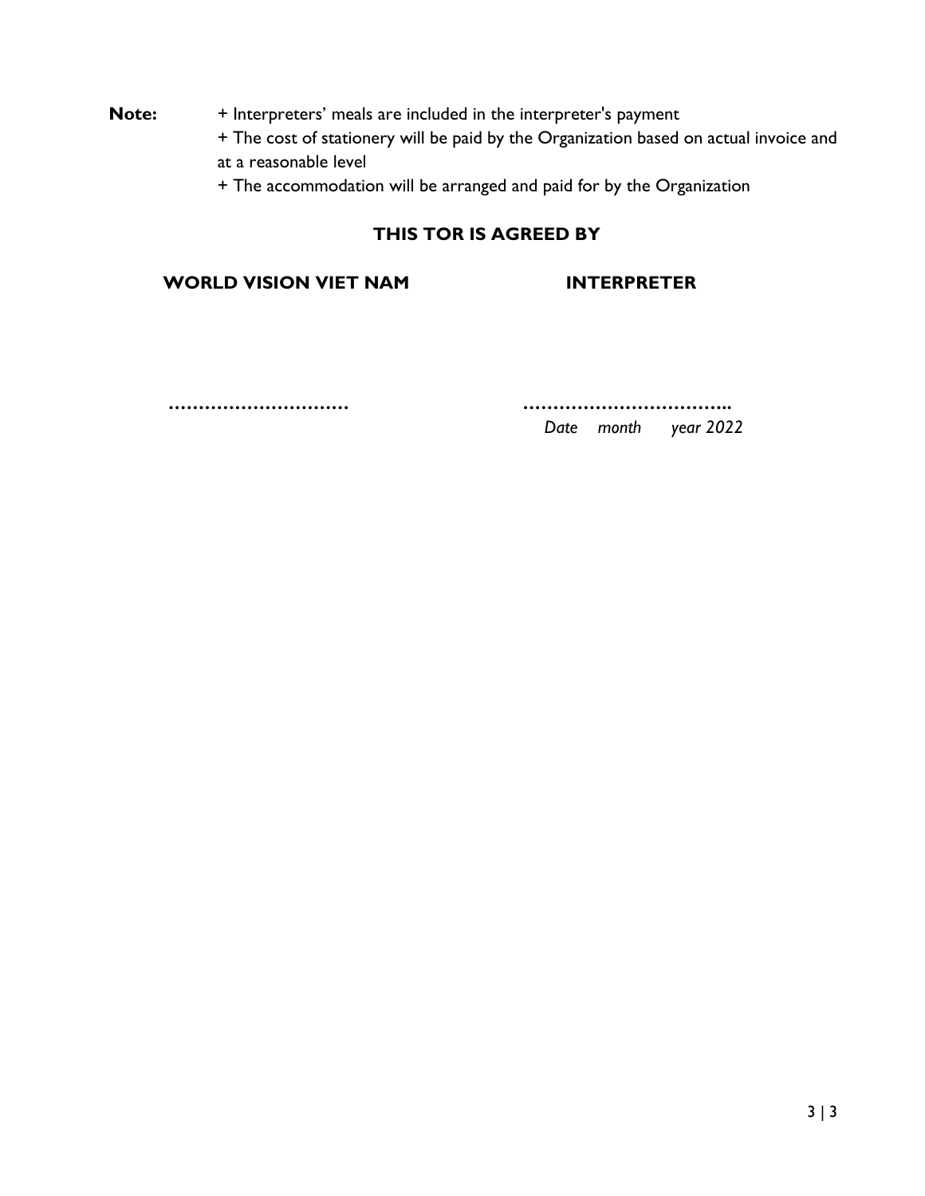**Note:**

+ Interpreters' meals are included in the interpreter's payment

+ The cost of stationery will be paid by the Organization based on actual invoice and at a reasonable level

+ The accommodation will be arranged and paid for by the Organization

**THIS TOR IS AGREED BY**

| | |
|---|---|
| **WORLD VISION VIET NAM** | **INTERPRETER** |
| ………………………… | …………………………….. |
| | *Date month year 2022* |